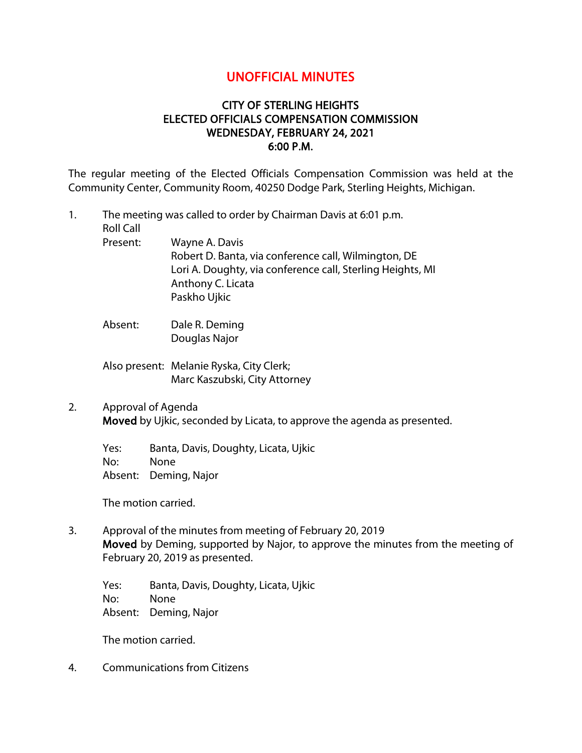# UNOFFICIAL MINUTES

## CITY OF STERLING HEIGHTS
## ELECTED OFFICIALS COMPENSATION COMMISSION
## WEDNESDAY, FEBRUARY 24, 2021
## 6:00 P.M.

The regular meeting of the Elected Officials Compensation Commission was held at the Community Center, Community Room, 40250 Dodge Park, Sterling Heights, Michigan.

1. The meeting was called to order by Chairman Davis at 6:01 p.m.
   Roll Call
   
   Present: Wayne A. Davis
   Robert D. Banta, via conference call, Wilmington, DE
   Lori A. Doughty, via conference call, Sterling Heights, MI
   Anthony C. Licata
   Paskho Ujkic

   Absent: Dale R. Deming
   Douglas Najor

   Also present: Melanie Ryska, City Clerk;
   Marc Kaszubski, City Attorney

2. Approval of Agenda
   **Moved** by Ujkic, seconded by Licata, to approve the agenda as presented.

   Yes: Banta, Davis, Doughty, Licata, Ujkic
   No: None
   Absent: Deming, Najor

   The motion carried.

3. Approval of the minutes from meeting of February 20, 2019
   **Moved** by Deming, supported by Najor, to approve the minutes from the meeting of February 20, 2019 as presented.

   Yes: Banta, Davis, Doughty, Licata, Ujkic
   No: None
   Absent: Deming, Najor

   The motion carried.

4. Communications from Citizens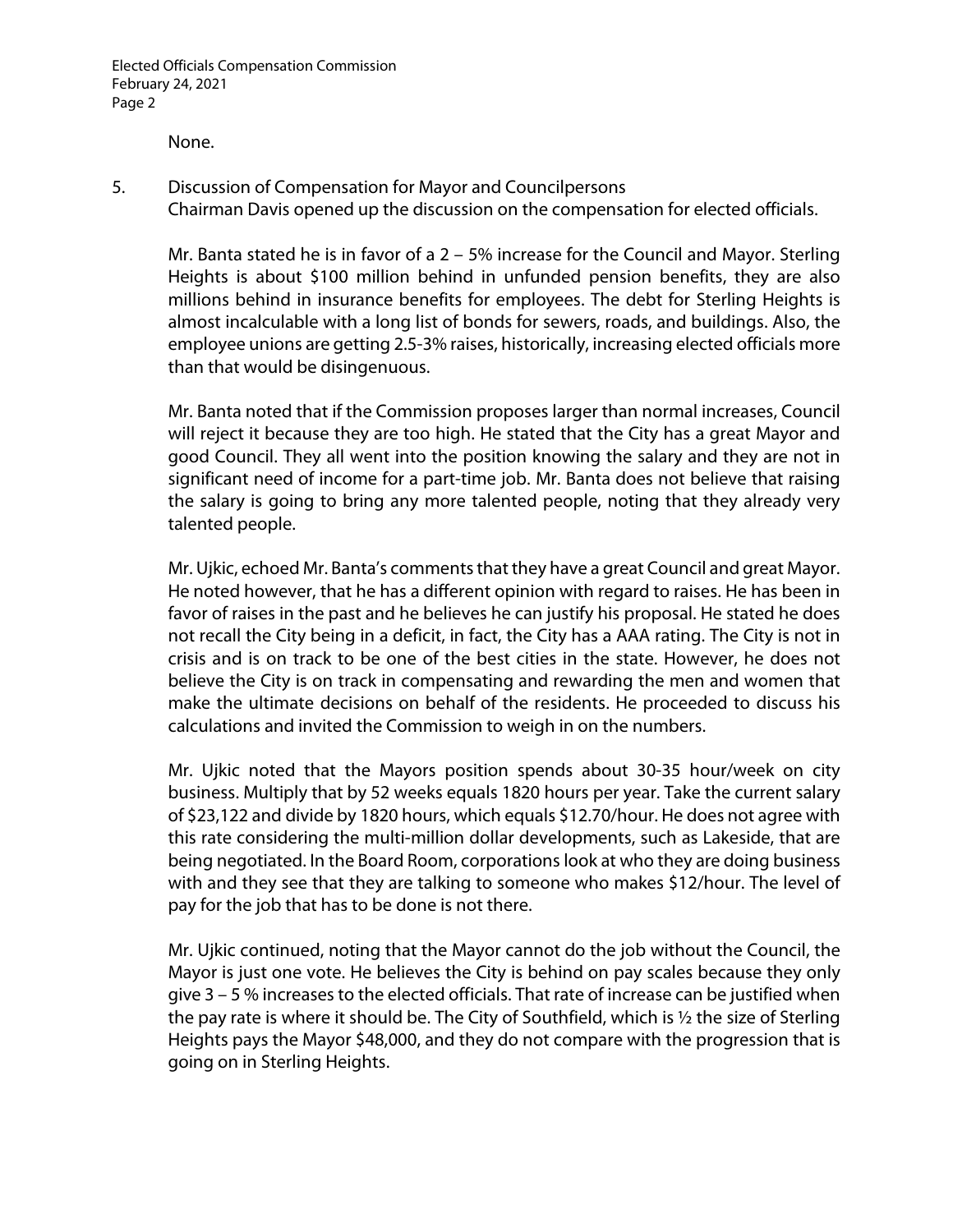None.

5. Discussion of Compensation for Mayor and Councilpersons
   Chairman Davis opened up the discussion on the compensation for elected officials.

   Mr. Banta stated he is in favor of a 2 – 5% increase for the Council and Mayor. Sterling Heights is about $100 million behind in unfunded pension benefits, they are also millions behind in insurance benefits for employees. The debt for Sterling Heights is almost incalculable with a long list of bonds for sewers, roads, and buildings. Also, the employee unions are getting 2.5-3% raises, historically, increasing elected officials more than that would be disingenuous.

   Mr. Banta noted that if the Commission proposes larger than normal increases, Council will reject it because they are too high. He stated that the City has a great Mayor and good Council. They all went into the position knowing the salary and they are not in significant need of income for a part-time job. Mr. Banta does not believe that raising the salary is going to bring any more talented people, noting that they already very talented people.

   Mr. Ujkic, echoed Mr. Banta's comments that they have a great Council and great Mayor. He noted however, that he has a different opinion with regard to raises. He has been in favor of raises in the past and he believes he can justify his proposal. He stated he does not recall the City being in a deficit, in fact, the City has a AAA rating. The City is not in crisis and is on track to be one of the best cities in the state. However, he does not believe the City is on track in compensating and rewarding the men and women that make the ultimate decisions on behalf of the residents. He proceeded to discuss his calculations and invited the Commission to weigh in on the numbers.

   Mr. Ujkic noted that the Mayors position spends about 30-35 hour/week on city business. Multiply that by 52 weeks equals 1820 hours per year. Take the current salary of $23,122 and divide by 1820 hours, which equals $12.70/hour. He does not agree with this rate considering the multi-million dollar developments, such as Lakeside, that are being negotiated. In the Board Room, corporations look at who they are doing business with and they see that they are talking to someone who makes $12/hour. The level of pay for the job that has to be done is not there.

   Mr. Ujkic continued, noting that the Mayor cannot do the job without the Council, the Mayor is just one vote. He believes the City is behind on pay scales because they only give 3 – 5 % increases to the elected officials. That rate of increase can be justified when the pay rate is where it should be. The City of Southfield, which is ½ the size of Sterling Heights pays the Mayor $48,000, and they do not compare with the progression that is going on in Sterling Heights.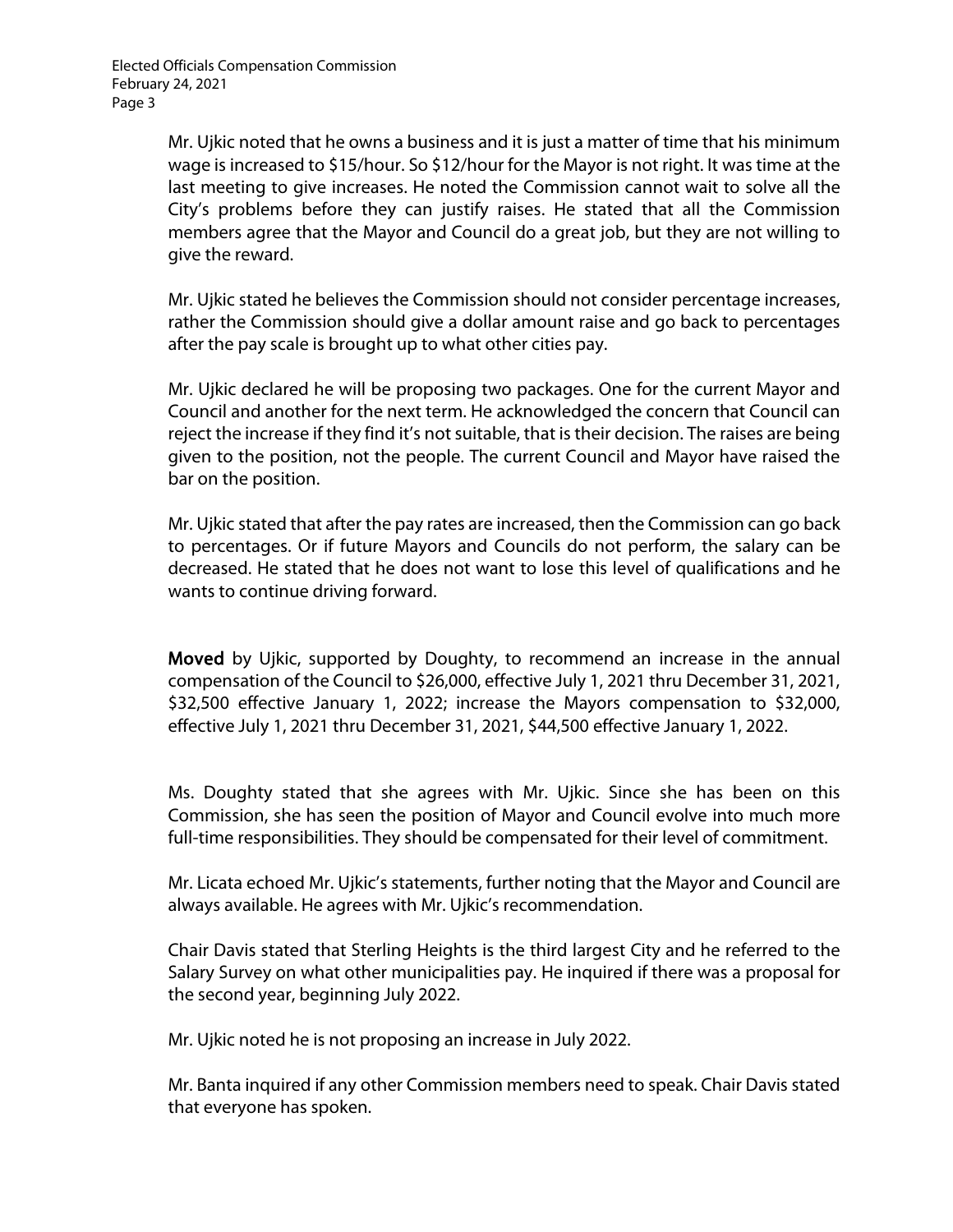Mr. Ujkic noted that he owns a business and it is just a matter of time that his minimum wage is increased to $15/hour. So $12/hour for the Mayor is not right. It was time at the last meeting to give increases. He noted the Commission cannot wait to solve all the City's problems before they can justify raises. He stated that all the Commission members agree that the Mayor and Council do a great job, but they are not willing to give the reward.

Mr. Ujkic stated he believes the Commission should not consider percentage increases, rather the Commission should give a dollar amount raise and go back to percentages after the pay scale is brought up to what other cities pay.

Mr. Ujkic declared he will be proposing two packages. One for the current Mayor and Council and another for the next term. He acknowledged the concern that Council can reject the increase if they find it's not suitable, that is their decision. The raises are being given to the position, not the people. The current Council and Mayor have raised the bar on the position.

Mr. Ujkic stated that after the pay rates are increased, then the Commission can go back to percentages. Or if future Mayors and Councils do not perform, the salary can be decreased. He stated that he does not want to lose this level of qualifications and he wants to continue driving forward.

**Moved** by Ujkic, supported by Doughty, to recommend an increase in the annual compensation of the Council to $26,000, effective July 1, 2021 thru December 31, 2021, $32,500 effective January 1, 2022; increase the Mayors compensation to $32,000, effective July 1, 2021 thru December 31, 2021, $44,500 effective January 1, 2022.

Ms. Doughty stated that she agrees with Mr. Ujkic. Since she has been on this Commission, she has seen the position of Mayor and Council evolve into much more full-time responsibilities. They should be compensated for their level of commitment.

Mr. Licata echoed Mr. Ujkic's statements, further noting that the Mayor and Council are always available. He agrees with Mr. Ujkic's recommendation.

Chair Davis stated that Sterling Heights is the third largest City and he referred to the Salary Survey on what other municipalities pay. He inquired if there was a proposal for the second year, beginning July 2022.

Mr. Ujkic noted he is not proposing an increase in July 2022.

Mr. Banta inquired if any other Commission members need to speak. Chair Davis stated that everyone has spoken.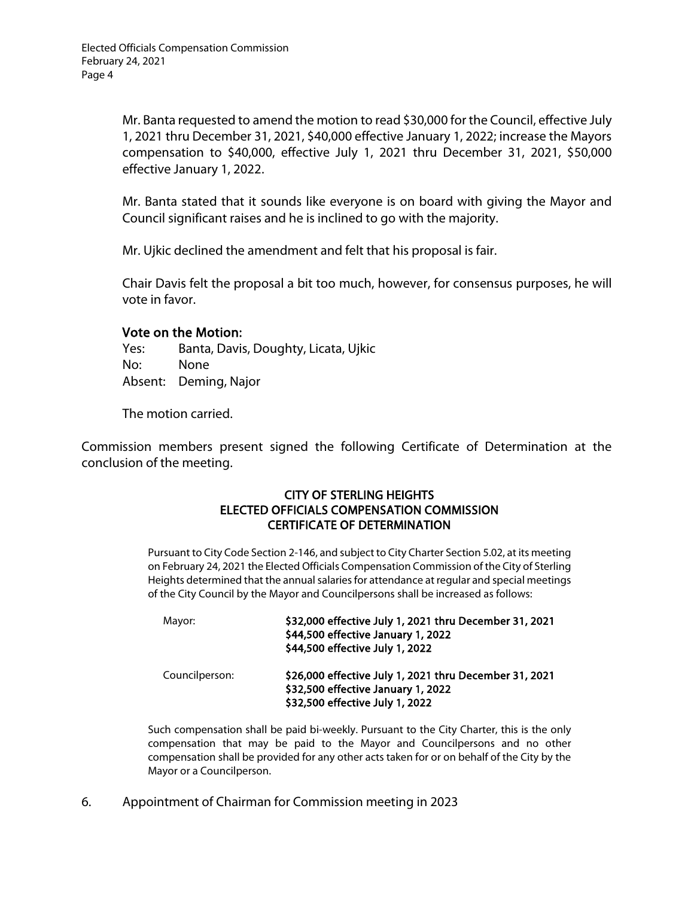Mr. Banta requested to amend the motion to read $30,000 for the Council, effective July 1, 2021 thru December 31, 2021, $40,000 effective January 1, 2022; increase the Mayors compensation to $40,000, effective July 1, 2021 thru December 31, 2021, $50,000 effective January 1, 2022.

Mr. Banta stated that it sounds like everyone is on board with giving the Mayor and Council significant raises and he is inclined to go with the majority.

Mr. Ujkic declined the amendment and felt that his proposal is fair.

Chair Davis felt the proposal a bit too much, however, for consensus purposes, he will vote in favor.

**Vote on the Motion:**

Yes: Banta, Davis, Doughty, Licata, Ujkic
No: None
Absent: Deming, Najor

The motion carried.

Commission members present signed the following Certificate of Determination at the conclusion of the meeting.

**CITY OF STERLING HEIGHTS**
**ELECTED OFFICIALS COMPENSATION COMMISSION**
**CERTIFICATE OF DETERMINATION**

Pursuant to City Code Section 2-146, and subject to City Charter Section 5.02, at its meeting on February 24, 2021 the Elected Officials Compensation Commission of the City of Sterling Heights determined that the annual salaries for attendance at regular and special meetings of the City Council by the Mayor and Councilpersons shall be increased as follows:

| | |
|---|---|
| Mayor: | **$32,000 effective July 1, 2021 thru December 31, 2021**<br>**$44,500 effective January 1, 2022**<br>**$44,500 effective July 1, 2022** |
| Councilperson: | **$26,000 effective July 1, 2021 thru December 31, 2021**<br>**$32,500 effective January 1, 2022**<br>**$32,500 effective July 1, 2022** |

Such compensation shall be paid bi-weekly. Pursuant to the City Charter, this is the only compensation that may be paid to the Mayor and Councilpersons and no other compensation shall be provided for any other acts taken for or on behalf of the City by the Mayor or a Councilperson.

6. Appointment of Chairman for Commission meeting in 2023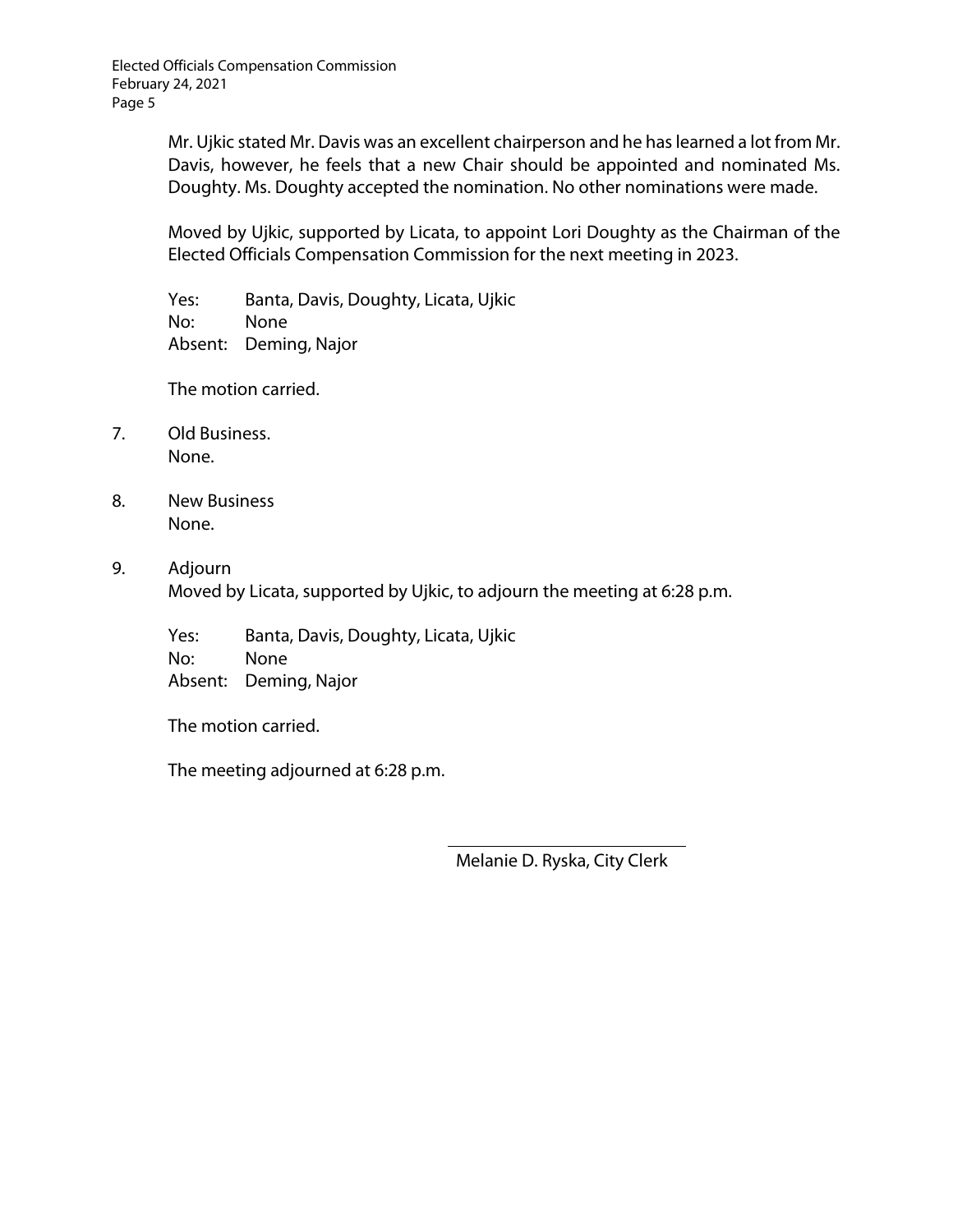Mr. Ujkic stated Mr. Davis was an excellent chairperson and he has learned a lot from Mr. Davis, however, he feels that a new Chair should be appointed and nominated Ms. Doughty. Ms. Doughty accepted the nomination. No other nominations were made.

Moved by Ujkic, supported by Licata, to appoint Lori Doughty as the Chairman of the Elected Officials Compensation Commission for the next meeting in 2023.

Yes: Banta, Davis, Doughty, Licata, Ujkic
No: None
Absent: Deming, Najor

The motion carried.

7. Old Business.
   None.

8. New Business
   None.

9. Adjourn
   Moved by Licata, supported by Ujkic, to adjourn the meeting at 6:28 p.m.

   Yes: Banta, Davis, Doughty, Licata, Ujkic
   No: None
   Absent: Deming, Najor

   The motion carried.

   The meeting adjourned at 6:28 p.m.

Melanie D. Ryska, City Clerk